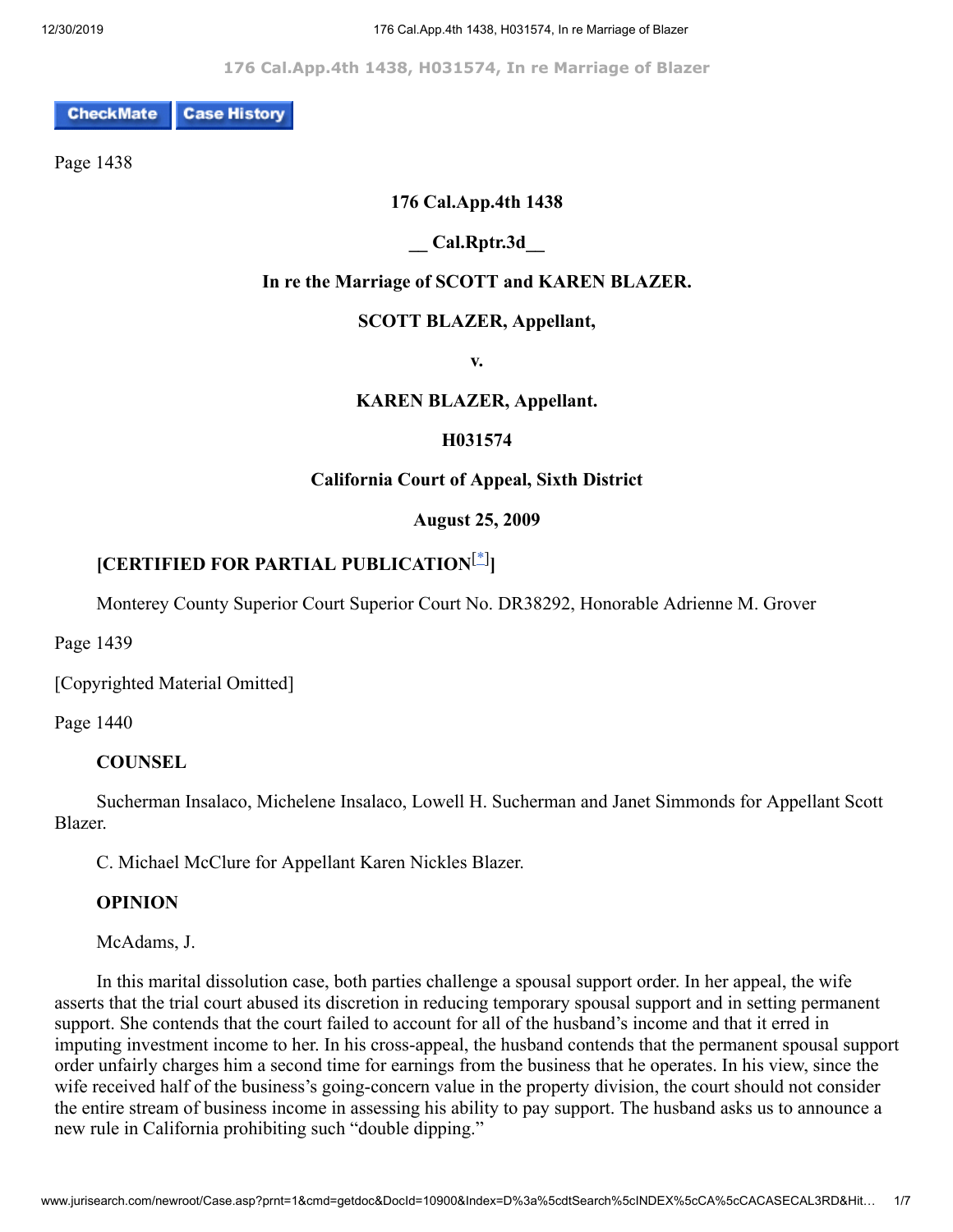176 Cal.App.4th 1438, H031574, In re Marriage of Blazer

CheckMate Case History

Page 1438

**176 Cal.App.4th 1438**

**__ Cal.Rptr.3d__**

**In re the Marriage of SCOTT and KAREN BLAZER.**

**SCOTT BLAZER, Appellant,**

**v.**

**KAREN BLAZER, Appellant.**

**H031574**

**California Court of Appeal, Sixth District**

**August 25, 2009**

**[CERTIFIED FOR PARTIAL PUBLICATION[*]]**

Monterey County Superior Court Superior Court No. DR38292, Honorable Adrienne M. Grover

Page 1439

[Copyrighted Material Omitted]

Page 1440

**COUNSEL**

Sucherman Insalaco, Michelene Insalaco, Lowell H. Sucherman and Janet Simmonds for Appellant Scott Blazer.

C. Michael McClure for Appellant Karen Nickles Blazer.

**OPINION**

McAdams, J.

In this marital dissolution case, both parties challenge a spousal support order. In her appeal, the wife asserts that the trial court abused its discretion in reducing temporary spousal support and in setting permanent support. She contends that the court failed to account for all of the husband's income and that it erred in imputing investment income to her. In his cross-appeal, the husband contends that the permanent spousal support order unfairly charges him a second time for earnings from the business that he operates. In his view, since the wife received half of the business's going-concern value in the property division, the court should not consider the entire stream of business income in assessing his ability to pay support. The husband asks us to announce a new rule in California prohibiting such "double dipping."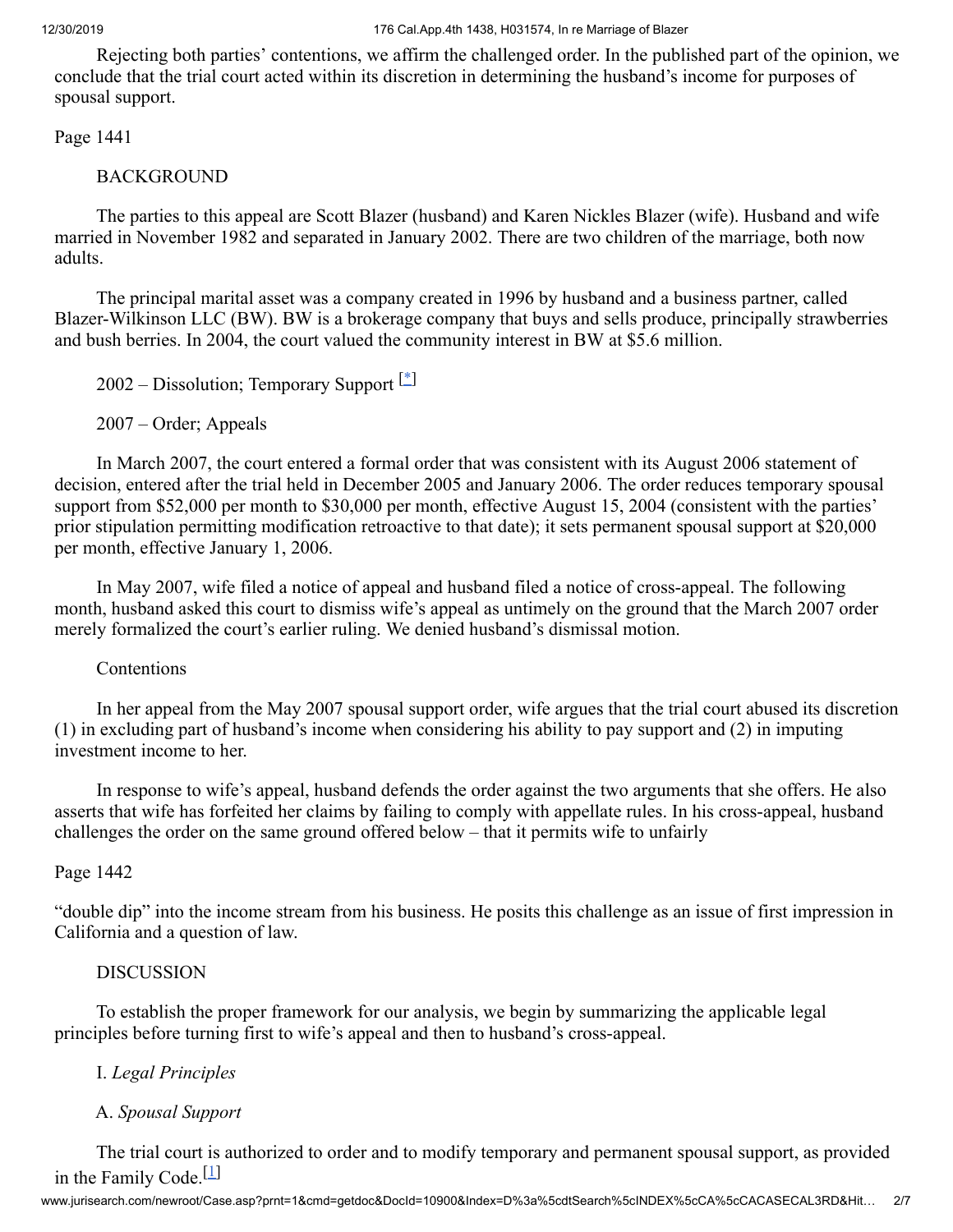Rejecting both parties' contentions, we affirm the challenged order. In the published part of the opinion, we conclude that the trial court acted within its discretion in determining the husband's income for purposes of spousal support.

Page 1441

## BACKGROUND

The parties to this appeal are Scott Blazer (husband) and Karen Nickles Blazer (wife). Husband and wife married in November 1982 and separated in January 2002. There are two children of the marriage, both now adults.

The principal marital asset was a company created in 1996 by husband and a business partner, called Blazer-Wilkinson LLC (BW). BW is a brokerage company that buys and sells produce, principally strawberries and bush berries. In 2004, the court valued the community interest in BW at $5.6 million.

2002 – Dissolution; Temporary Support [*]

2007 – Order; Appeals

In March 2007, the court entered a formal order that was consistent with its August 2006 statement of decision, entered after the trial held in December 2005 and January 2006. The order reduces temporary spousal support from $52,000 per month to $30,000 per month, effective August 15, 2004 (consistent with the parties' prior stipulation permitting modification retroactive to that date); it sets permanent spousal support at $20,000 per month, effective January 1, 2006.

In May 2007, wife filed a notice of appeal and husband filed a notice of cross-appeal. The following month, husband asked this court to dismiss wife's appeal as untimely on the ground that the March 2007 order merely formalized the court's earlier ruling. We denied husband's dismissal motion.

Contentions

In her appeal from the May 2007 spousal support order, wife argues that the trial court abused its discretion (1) in excluding part of husband's income when considering his ability to pay support and (2) in imputing investment income to her.

In response to wife's appeal, husband defends the order against the two arguments that she offers. He also asserts that wife has forfeited her claims by failing to comply with appellate rules. In his cross-appeal, husband challenges the order on the same ground offered below – that it permits wife to unfairly

Page 1442

"double dip" into the income stream from his business. He posits this challenge as an issue of first impression in California and a question of law.

## DISCUSSION

To establish the proper framework for our analysis, we begin by summarizing the applicable legal principles before turning first to wife's appeal and then to husband's cross-appeal.

### I. *Legal Principles*

#### A. *Spousal Support*

The trial court is authorized to order and to modify temporary and permanent spousal support, as provided in the Family Code.[1]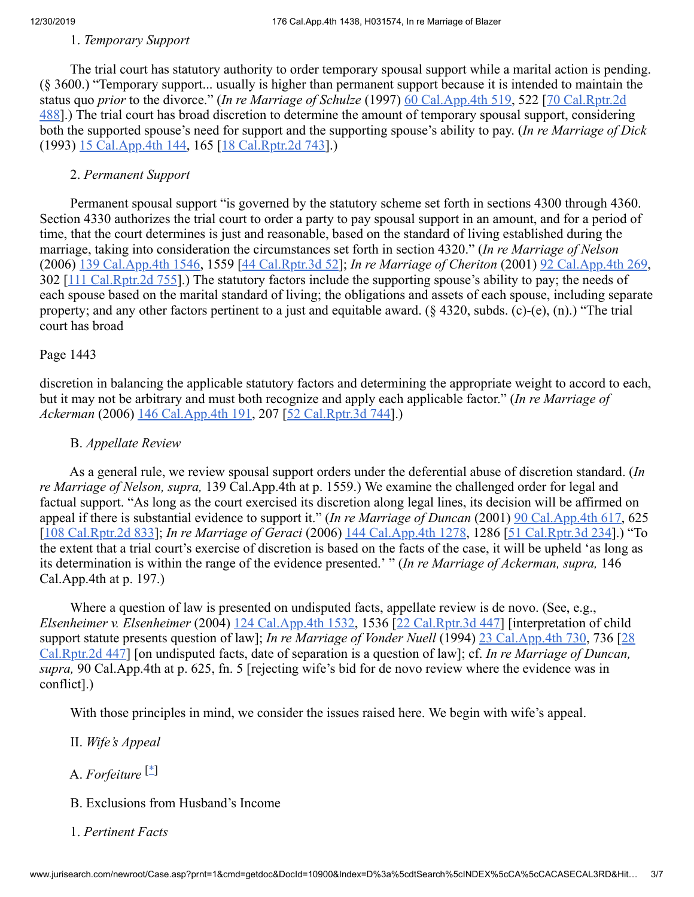1. *Temporary Support*

The trial court has statutory authority to order temporary spousal support while a marital action is pending. (§ 3600.) "Temporary support... usually is higher than permanent support because it is intended to maintain the status quo *prior* to the divorce." (*In re Marriage of Schulze* (1997) 60 Cal.App.4th 519, 522 [70 Cal.Rptr.2d 488].) The trial court has broad discretion to determine the amount of temporary spousal support, considering both the supported spouse's need for support and the supporting spouse's ability to pay. (*In re Marriage of Dick* (1993) 15 Cal.App.4th 144, 165 [18 Cal.Rptr.2d 743].)

2. *Permanent Support*

Permanent spousal support "is governed by the statutory scheme set forth in sections 4300 through 4360. Section 4330 authorizes the trial court to order a party to pay spousal support in an amount, and for a period of time, that the court determines is just and reasonable, based on the standard of living established during the marriage, taking into consideration the circumstances set forth in section 4320." (*In re Marriage of Nelson* (2006) 139 Cal.App.4th 1546, 1559 [44 Cal.Rptr.3d 52]; *In re Marriage of Cheriton* (2001) 92 Cal.App.4th 269, 302 [111 Cal.Rptr.2d 755].) The statutory factors include the supporting spouse's ability to pay; the needs of each spouse based on the marital standard of living; the obligations and assets of each spouse, including separate property; and any other factors pertinent to a just and equitable award. (§ 4320, subds. (c)-(e), (n).) "The trial court has broad

Page 1443

discretion in balancing the applicable statutory factors and determining the appropriate weight to accord to each, but it may not be arbitrary and must both recognize and apply each applicable factor." (*In re Marriage of Ackerman* (2006) 146 Cal.App.4th 191, 207 [52 Cal.Rptr.3d 744].)

B. *Appellate Review*

As a general rule, we review spousal support orders under the deferential abuse of discretion standard. (*In re Marriage of Nelson, supra,* 139 Cal.App.4th at p. 1559.) We examine the challenged order for legal and factual support. "As long as the court exercised its discretion along legal lines, its decision will be affirmed on appeal if there is substantial evidence to support it." (*In re Marriage of Duncan* (2001) 90 Cal.App.4th 617, 625 [108 Cal.Rptr.2d 833]; *In re Marriage of Geraci* (2006) 144 Cal.App.4th 1278, 1286 [51 Cal.Rptr.3d 234].) "To the extent that a trial court's exercise of discretion is based on the facts of the case, it will be upheld 'as long as its determination is within the range of the evidence presented.' " (*In re Marriage of Ackerman, supra,* 146 Cal.App.4th at p. 197.)

Where a question of law is presented on undisputed facts, appellate review is de novo. (See, e.g., *Elsenheimer v. Elsenheimer* (2004) 124 Cal.App.4th 1532, 1536 [22 Cal.Rptr.3d 447] [interpretation of child support statute presents question of law]; *In re Marriage of Vonder Nuell* (1994) 23 Cal.App.4th 730, 736 [28 Cal.Rptr.2d 447] [on undisputed facts, date of separation is a question of law]; cf. *In re Marriage of Duncan, supra,* 90 Cal.App.4th at p. 625, fn. 5 [rejecting wife's bid for de novo review where the evidence was in conflict].)

With those principles in mind, we consider the issues raised here. We begin with wife's appeal.

II. *Wife's Appeal*

A. *Forfeiture* [*]

B. Exclusions from Husband's Income

1. *Pertinent Facts*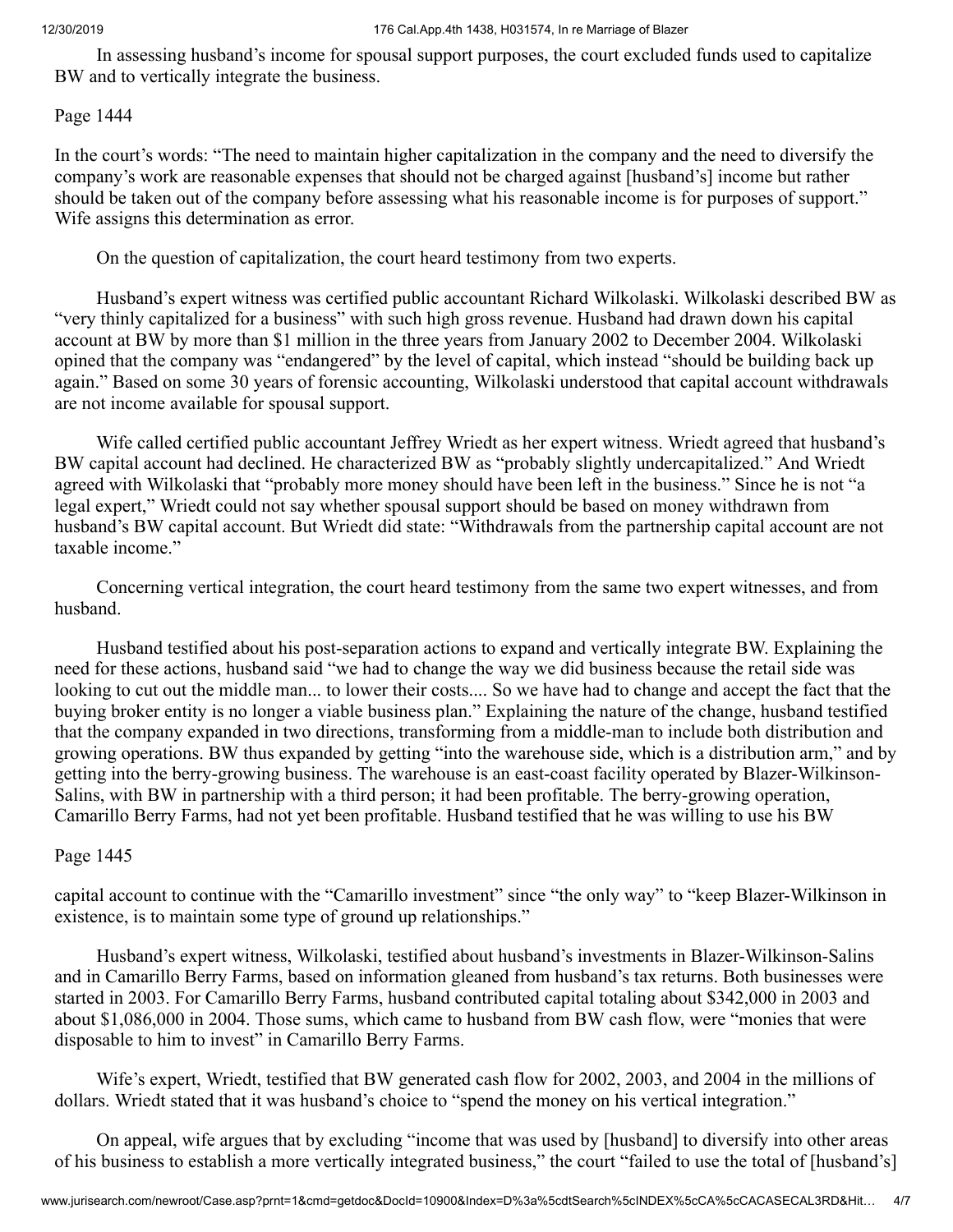In assessing husband's income for spousal support purposes, the court excluded funds used to capitalize BW and to vertically integrate the business.

Page 1444

In the court's words: "The need to maintain higher capitalization in the company and the need to diversify the company's work are reasonable expenses that should not be charged against [husband's] income but rather should be taken out of the company before assessing what his reasonable income is for purposes of support." Wife assigns this determination as error.

On the question of capitalization, the court heard testimony from two experts.

Husband's expert witness was certified public accountant Richard Wilkolaski. Wilkolaski described BW as "very thinly capitalized for a business" with such high gross revenue. Husband had drawn down his capital account at BW by more than $1 million in the three years from January 2002 to December 2004. Wilkolaski opined that the company was "endangered" by the level of capital, which instead "should be building back up again." Based on some 30 years of forensic accounting, Wilkolaski understood that capital account withdrawals are not income available for spousal support.

Wife called certified public accountant Jeffrey Wriedt as her expert witness. Wriedt agreed that husband's BW capital account had declined. He characterized BW as "probably slightly undercapitalized." And Wriedt agreed with Wilkolaski that "probably more money should have been left in the business." Since he is not "a legal expert," Wriedt could not say whether spousal support should be based on money withdrawn from husband's BW capital account. But Wriedt did state: "Withdrawals from the partnership capital account are not taxable income."

Concerning vertical integration, the court heard testimony from the same two expert witnesses, and from husband.

Husband testified about his post-separation actions to expand and vertically integrate BW. Explaining the need for these actions, husband said "we had to change the way we did business because the retail side was looking to cut out the middle man... to lower their costs.... So we have had to change and accept the fact that the buying broker entity is no longer a viable business plan." Explaining the nature of the change, husband testified that the company expanded in two directions, transforming from a middle-man to include both distribution and growing operations. BW thus expanded by getting "into the warehouse side, which is a distribution arm," and by getting into the berry-growing business. The warehouse is an east-coast facility operated by Blazer-Wilkinson-Salins, with BW in partnership with a third person; it had been profitable. The berry-growing operation, Camarillo Berry Farms, had not yet been profitable. Husband testified that he was willing to use his BW

Page 1445

capital account to continue with the "Camarillo investment" since "the only way" to "keep Blazer-Wilkinson in existence, is to maintain some type of ground up relationships."

Husband's expert witness, Wilkolaski, testified about husband's investments in Blazer-Wilkinson-Salins and in Camarillo Berry Farms, based on information gleaned from husband's tax returns. Both businesses were started in 2003. For Camarillo Berry Farms, husband contributed capital totaling about $342,000 in 2003 and about $1,086,000 in 2004. Those sums, which came to husband from BW cash flow, were "monies that were disposable to him to invest" in Camarillo Berry Farms.

Wife's expert, Wriedt, testified that BW generated cash flow for 2002, 2003, and 2004 in the millions of dollars. Wriedt stated that it was husband's choice to "spend the money on his vertical integration."

On appeal, wife argues that by excluding "income that was used by [husband] to diversify into other areas of his business to establish a more vertically integrated business," the court "failed to use the total of [husband's]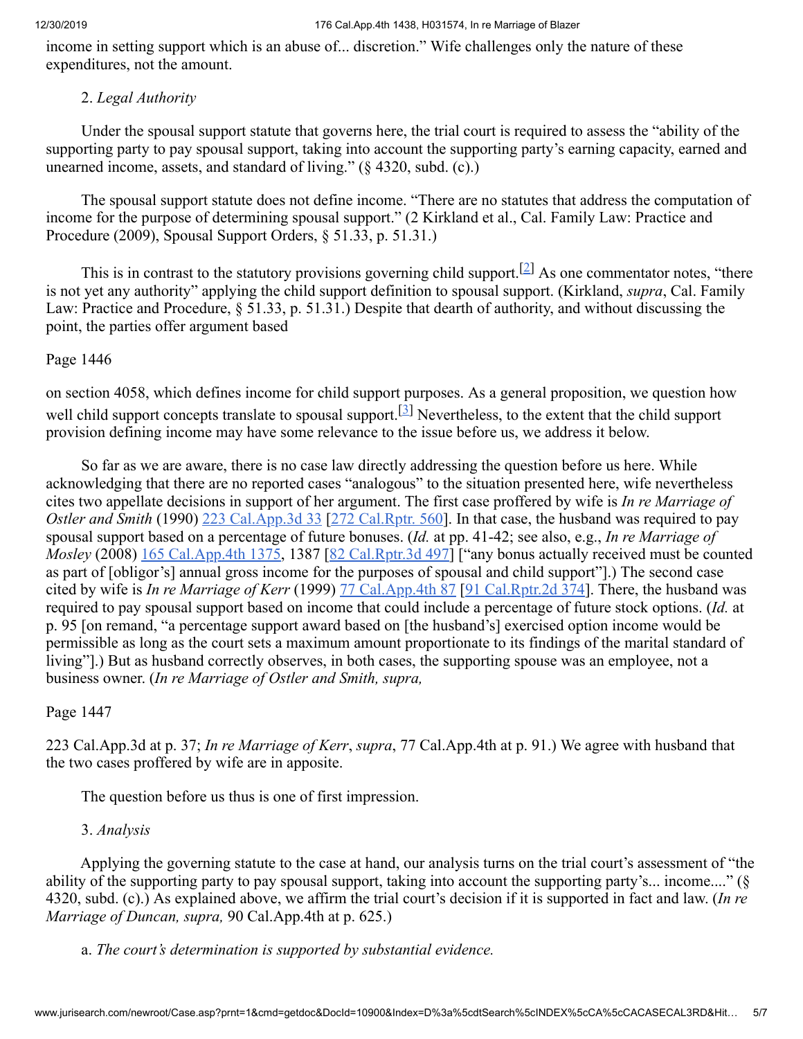income in setting support which is an abuse of... discretion." Wife challenges only the nature of these expenditures, not the amount.

2. *Legal Authority*

Under the spousal support statute that governs here, the trial court is required to assess the "ability of the supporting party to pay spousal support, taking into account the supporting party's earning capacity, earned and unearned income, assets, and standard of living." (§ 4320, subd. (c).)

The spousal support statute does not define income. "There are no statutes that address the computation of income for the purpose of determining spousal support." (2 Kirkland et al., Cal. Family Law: Practice and Procedure (2009), Spousal Support Orders, § 51.33, p. 51.31.)

This is in contrast to the statutory provisions governing child support.[2] As one commentator notes, "there is not yet any authority" applying the child support definition to spousal support. (Kirkland, *supra*, Cal. Family Law: Practice and Procedure, § 51.33, p. 51.31.) Despite that dearth of authority, and without discussing the point, the parties offer argument based

Page 1446

on section 4058, which defines income for child support purposes. As a general proposition, we question how well child support concepts translate to spousal support.[3] Nevertheless, to the extent that the child support provision defining income may have some relevance to the issue before us, we address it below.

So far as we are aware, there is no case law directly addressing the question before us here. While acknowledging that there are no reported cases "analogous" to the situation presented here, wife nevertheless cites two appellate decisions in support of her argument. The first case proffered by wife is *In re Marriage of Ostler and Smith* (1990) 223 Cal.App.3d 33 [272 Cal.Rptr. 560]. In that case, the husband was required to pay spousal support based on a percentage of future bonuses. (*Id.* at pp. 41-42; see also, e.g., *In re Marriage of Mosley* (2008) 165 Cal.App.4th 1375, 1387 [82 Cal.Rptr.3d 497] ["any bonus actually received must be counted as part of [obligor's] annual gross income for the purposes of spousal and child support"].) The second case cited by wife is *In re Marriage of Kerr* (1999) 77 Cal.App.4th 87 [91 Cal.Rptr.2d 374]. There, the husband was required to pay spousal support based on income that could include a percentage of future stock options. (*Id.* at p. 95 [on remand, "a percentage support award based on [the husband's] exercised option income would be permissible as long as the court sets a maximum amount proportionate to its findings of the marital standard of living"].) But as husband correctly observes, in both cases, the supporting spouse was an employee, not a business owner. (*In re Marriage of Ostler and Smith, supra,*

Page 1447

223 Cal.App.3d at p. 37; *In re Marriage of Kerr*, *supra*, 77 Cal.App.4th at p. 91.) We agree with husband that the two cases proffered by wife are in apposite.

The question before us thus is one of first impression.

3. *Analysis*

Applying the governing statute to the case at hand, our analysis turns on the trial court's assessment of "the ability of the supporting party to pay spousal support, taking into account the supporting party's... income...." (§ 4320, subd. (c).) As explained above, we affirm the trial court's decision if it is supported in fact and law. (*In re Marriage of Duncan, supra,* 90 Cal.App.4th at p. 625.)

a. *The court's determination is supported by substantial evidence.*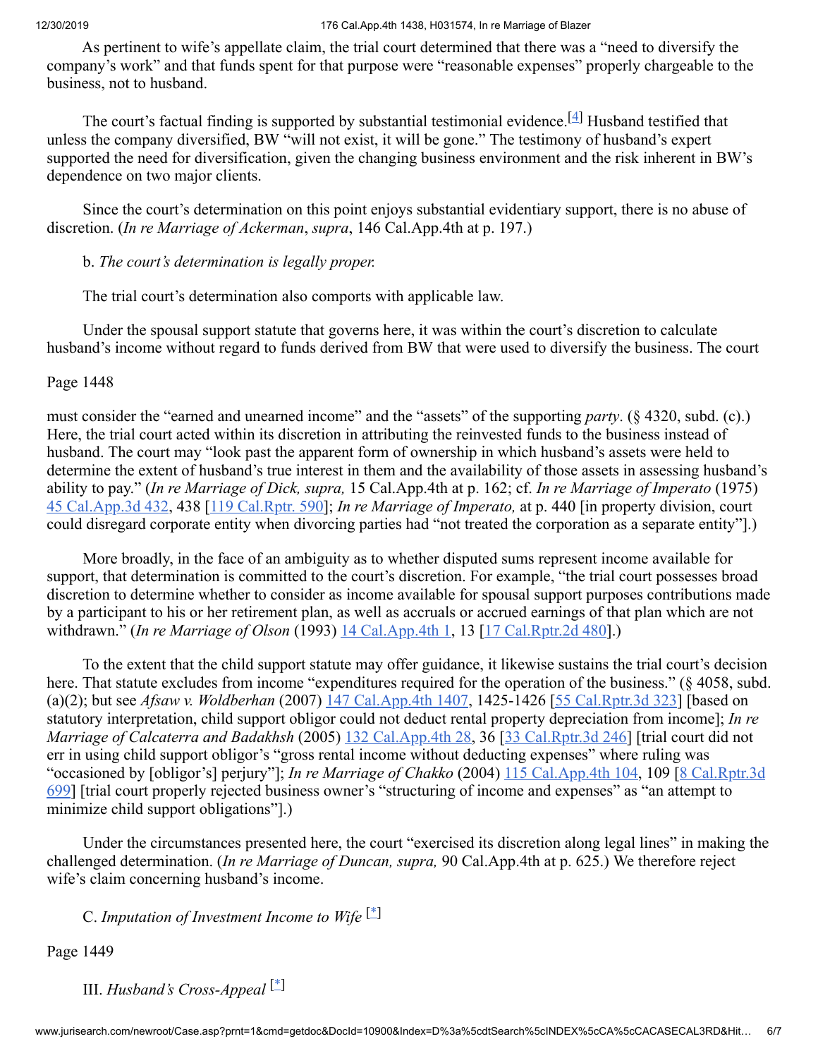As pertinent to wife's appellate claim, the trial court determined that there was a "need to diversify the company's work" and that funds spent for that purpose were "reasonable expenses" properly chargeable to the business, not to husband.

The court's factual finding is supported by substantial testimonial evidence.[4] Husband testified that unless the company diversified, BW "will not exist, it will be gone." The testimony of husband's expert supported the need for diversification, given the changing business environment and the risk inherent in BW's dependence on two major clients.

Since the court's determination on this point enjoys substantial evidentiary support, there is no abuse of discretion. (*In re Marriage of Ackerman*, *supra*, 146 Cal.App.4th at p. 197.)

b. *The court's determination is legally proper.*

The trial court's determination also comports with applicable law.

Under the spousal support statute that governs here, it was within the court's discretion to calculate husband's income without regard to funds derived from BW that were used to diversify the business. The court

Page 1448

must consider the "earned and unearned income" and the "assets" of the supporting *party*. (§ 4320, subd. (c).) Here, the trial court acted within its discretion in attributing the reinvested funds to the business instead of husband. The court may "look past the apparent form of ownership in which husband's assets were held to determine the extent of husband's true interest in them and the availability of those assets in assessing husband's ability to pay." (*In re Marriage of Dick, supra,* 15 Cal.App.4th at p. 162; cf. *In re Marriage of Imperato* (1975) 45 Cal.App.3d 432, 438 [119 Cal.Rptr. 590]; *In re Marriage of Imperato,* at p. 440 [in property division, court could disregard corporate entity when divorcing parties had "not treated the corporation as a separate entity"].)

More broadly, in the face of an ambiguity as to whether disputed sums represent income available for support, that determination is committed to the court's discretion. For example, "the trial court possesses broad discretion to determine whether to consider as income available for spousal support purposes contributions made by a participant to his or her retirement plan, as well as accruals or accrued earnings of that plan which are not withdrawn." (*In re Marriage of Olson* (1993) 14 Cal.App.4th 1, 13 [17 Cal.Rptr.2d 480].)

To the extent that the child support statute may offer guidance, it likewise sustains the trial court's decision here. That statute excludes from income "expenditures required for the operation of the business." (§ 4058, subd. (a)(2); but see *Afsaw v. Woldberhan* (2007) 147 Cal.App.4th 1407, 1425-1426 [55 Cal.Rptr.3d 323] [based on statutory interpretation, child support obligor could not deduct rental property depreciation from income]; *In re Marriage of Calcaterra and Badakhsh* (2005) 132 Cal.App.4th 28, 36 [33 Cal.Rptr.3d 246] [trial court did not err in using child support obligor's "gross rental income without deducting expenses" where ruling was "occasioned by [obligor's] perjury"]; *In re Marriage of Chakko* (2004) 115 Cal.App.4th 104, 109 [8 Cal.Rptr.3d 699] [trial court properly rejected business owner's "structuring of income and expenses" as "an attempt to minimize child support obligations"].)

Under the circumstances presented here, the court "exercised its discretion along legal lines" in making the challenged determination. (*In re Marriage of Duncan, supra,* 90 Cal.App.4th at p. 625.) We therefore reject wife's claim concerning husband's income.

C. *Imputation of Investment Income to Wife* [*]

Page 1449

III. *Husband's Cross-Appeal* [*]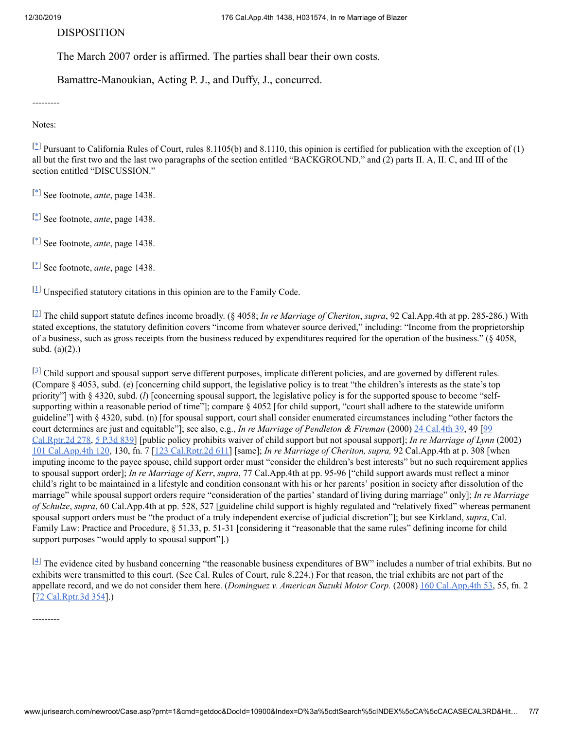DISPOSITION

The March 2007 order is affirmed. The parties shall bear their own costs.

Bamattre-Manoukian, Acting P. J., and Duffy, J., concurred.

---------

Notes:

[*] Pursuant to California Rules of Court, rules 8.1105(b) and 8.1110, this opinion is certified for publication with the exception of (1) all but the first two and the last two paragraphs of the section entitled "BACKGROUND," and (2) parts II. A, II. C, and III of the section entitled "DISCUSSION."

[*] See footnote, *ante*, page 1438.

[*] See footnote, *ante*, page 1438.

[*] See footnote, *ante*, page 1438.

[*] See footnote, *ante*, page 1438.

[1] Unspecified statutory citations in this opinion are to the Family Code.

[2] The child support statute defines income broadly. (§ 4058; *In re Marriage of Cheriton*, *supra*, 92 Cal.App.4th at pp. 285-286.) With stated exceptions, the statutory definition covers "income from whatever source derived," including: "Income from the proprietorship of a business, such as gross receipts from the business reduced by expenditures required for the operation of the business." (§ 4058, subd. (a)(2).)

[3] Child support and spousal support serve different purposes, implicate different policies, and are governed by different rules. (Compare § 4053, subd. (e) [concerning child support, the legislative policy is to treat "the children's interests as the state's top priority"] with § 4320, subd. (*l*) [concerning spousal support, the legislative policy is for the supported spouse to become "self-supporting within a reasonable period of time"]; compare § 4052 [for child support, "court shall adhere to the statewide uniform guideline"] with § 4320, subd. (n) [for spousal support, court shall consider enumerated circumstances including "other factors the court determines are just and equitable"]; see also, e.g., *In re Marriage of Pendleton & Fireman* (2000) 24 Cal.4th 39, 49 [99 Cal.Rptr.2d 278, 5 P.3d 839] [public policy prohibits waiver of child support but not spousal support]; *In re Marriage of Lynn* (2002) 101 Cal.App.4th 120, 130, fn. 7 [123 Cal.Rptr.2d 611] [same]; *In re Marriage of Cheriton, supra,* 92 Cal.App.4th at p. 308 [when imputing income to the payee spouse, child support order must "consider the children's best interests" but no such requirement applies to spousal support order]; *In re Marriage of Kerr*, *supra*, 77 Cal.App.4th at pp. 95-96 ["child support awards must reflect a minor child's right to be maintained in a lifestyle and condition consonant with his or her parents' position in society after dissolution of the marriage" while spousal support orders require "consideration of the parties' standard of living during marriage" only]; *In re Marriage of Schulze*, *supra*, 60 Cal.App.4th at pp. 528, 527 [guideline child support is highly regulated and "relatively fixed" whereas permanent spousal support orders must be "the product of a truly independent exercise of judicial discretion"]; but see Kirkland, *supra*, Cal. Family Law: Practice and Procedure, § 51.33, p. 51-31 [considering it "reasonable that the same rules" defining income for child support purposes "would apply to spousal support"].)

[4] The evidence cited by husband concerning "the reasonable business expenditures of BW" includes a number of trial exhibits. But no exhibits were transmitted to this court. (See Cal. Rules of Court, rule 8.224.) For that reason, the trial exhibits are not part of the appellate record, and we do not consider them here. (*Dominguez v. American Suzuki Motor Corp.* (2008) 160 Cal.App.4th 53, 55, fn. 2 [72 Cal.Rptr.3d 354].)

---------